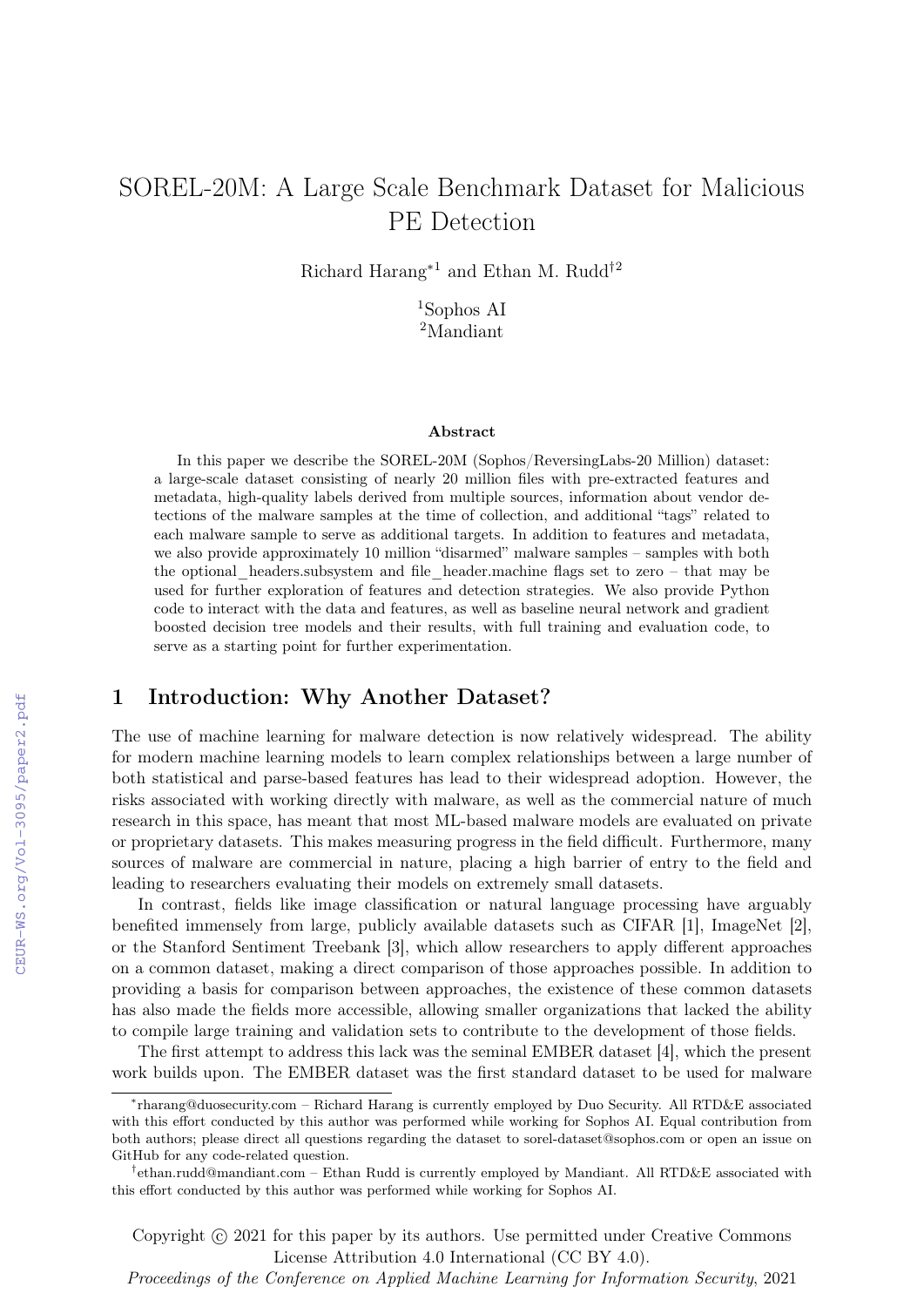# SOREL-20M: A Large Scale Benchmark Dataset for Malicious PE Detection

Richard Harang*[1] and Ethan M. Rudd†[2]

[1]Sophos AI
[2]Mandiant

### Abstract

In this paper we describe the SOREL-20M (Sophos/ReversingLabs-20 Million) dataset: a large-scale dataset consisting of nearly 20 million files with pre-extracted features and metadata, high-quality labels derived from multiple sources, information about vendor detections of the malware samples at the time of collection, and additional "tags" related to each malware sample to serve as additional targets. In addition to features and metadata, we also provide approximately 10 million "disarmed" malware samples – samples with both the optional_headers.subsystem and file_header.machine flags set to zero – that may be used for further exploration of features and detection strategies. We also provide Python code to interact with the data and features, as well as baseline neural network and gradient boosted decision tree models and their results, with full training and evaluation code, to serve as a starting point for further experimentation.

## 1 Introduction: Why Another Dataset?

The use of machine learning for malware detection is now relatively widespread. The ability for modern machine learning models to learn complex relationships between a large number of both statistical and parse-based features has lead to their widespread adoption. However, the risks associated with working directly with malware, as well as the commercial nature of much research in this space, has meant that most ML-based malware models are evaluated on private or proprietary datasets. This makes measuring progress in the field difficult. Furthermore, many sources of malware are commercial in nature, placing a high barrier of entry to the field and leading to researchers evaluating their models on extremely small datasets.

In contrast, fields like image classification or natural language processing have arguably benefited immensely from large, publicly available datasets such as CIFAR [1], ImageNet [2], or the Stanford Sentiment Treebank [3], which allow researchers to apply different approaches on a common dataset, making a direct comparison of those approaches possible. In addition to providing a basis for comparison between approaches, the existence of these common datasets has also made the fields more accessible, allowing smaller organizations that lacked the ability to compile large training and validation sets to contribute to the development of those fields.

The first attempt to address this lack was the seminal EMBER dataset [4], which the present work builds upon. The EMBER dataset was the first standard dataset to be used for malware

*rharang@duosecurity.com – Richard Harang is currently employed by Duo Security. All RTD&E associated with this effort conducted by this author was performed while working for Sophos AI. Equal contribution from both authors; please direct all questions regarding the dataset to sorel-dataset@sophos.com or open an issue on GitHub for any code-related question.

†ethan.rudd@mandiant.com – Ethan Rudd is currently employed by Mandiant. All RTD&E associated with this effort conducted by this author was performed while working for Sophos AI.

Copyright © 2021 for this paper by its authors. Use permitted under Creative Commons License Attribution 4.0 International (CC BY 4.0).

*Proceedings of the Conference on Applied Machine Learning for Information Security*, 2021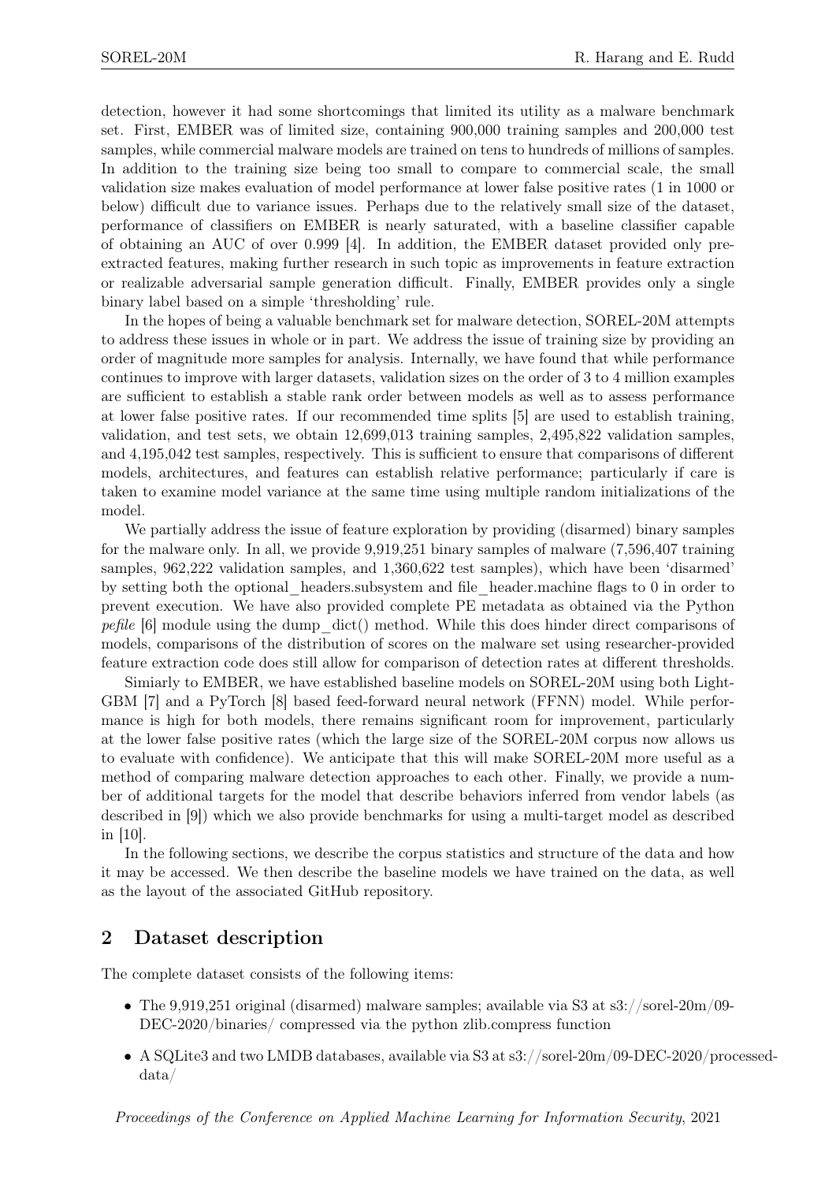detection, however it had some shortcomings that limited its utility as a malware benchmark set. First, EMBER was of limited size, containing 900,000 training samples and 200,000 test samples, while commercial malware models are trained on tens to hundreds of millions of samples. In addition to the training size being too small to compare to commercial scale, the small validation size makes evaluation of model performance at lower false positive rates (1 in 1000 or below) difficult due to variance issues. Perhaps due to the relatively small size of the dataset, performance of classifiers on EMBER is nearly saturated, with a baseline classifier capable of obtaining an AUC of over 0.999 [4]. In addition, the EMBER dataset provided only pre-extracted features, making further research in such topic as improvements in feature extraction or realizable adversarial sample generation difficult. Finally, EMBER provides only a single binary label based on a simple 'thresholding' rule.

In the hopes of being a valuable benchmark set for malware detection, SOREL-20M attempts to address these issues in whole or in part. We address the issue of training size by providing an order of magnitude more samples for analysis. Internally, we have found that while performance continues to improve with larger datasets, validation sizes on the order of 3 to 4 million examples are sufficient to establish a stable rank order between models as well as to assess performance at lower false positive rates. If our recommended time splits [5] are used to establish training, validation, and test sets, we obtain 12,699,013 training samples, 2,495,822 validation samples, and 4,195,042 test samples, respectively. This is sufficient to ensure that comparisons of different models, architectures, and features can establish relative performance; particularly if care is taken to examine model variance at the same time using multiple random initializations of the model.

We partially address the issue of feature exploration by providing (disarmed) binary samples for the malware only. In all, we provide 9,919,251 binary samples of malware (7,596,407 training samples, 962,222 validation samples, and 1,360,622 test samples), which have been 'disarmed' by setting both the optional_headers.subsystem and file_header.machine flags to 0 in order to prevent execution. We have also provided complete PE metadata as obtained via the Python *pefile* [6] module using the dump_dict() method. While this does hinder direct comparisons of models, comparisons of the distribution of scores on the malware set using researcher-provided feature extraction code does still allow for comparison of detection rates at different thresholds.

Simiarly to EMBER, we have established baseline models on SOREL-20M using both LightGBM [7] and a PyTorch [8] based feed-forward neural network (FFNN) model. While performance is high for both models, there remains significant room for improvement, particularly at the lower false positive rates (which the large size of the SOREL-20M corpus now allows us to evaluate with confidence). We anticipate that this will make SOREL-20M more useful as a method of comparing malware detection approaches to each other. Finally, we provide a number of additional targets for the model that describe behaviors inferred from vendor labels (as described in [9]) which we also provide benchmarks for using a multi-target model as described in [10].

In the following sections, we describe the corpus statistics and structure of the data and how it may be accessed. We then describe the baseline models we have trained on the data, as well as the layout of the associated GitHub repository.

## 2 Dataset description

The complete dataset consists of the following items:

- The 9,919,251 original (disarmed) malware samples; available via S3 at s3://sorel-20m/09-DEC-2020/binaries/ compressed via the python zlib.compress function
- A SQLite3 and two LMDB databases, available via S3 at s3://sorel-20m/09-DEC-2020/processed-data/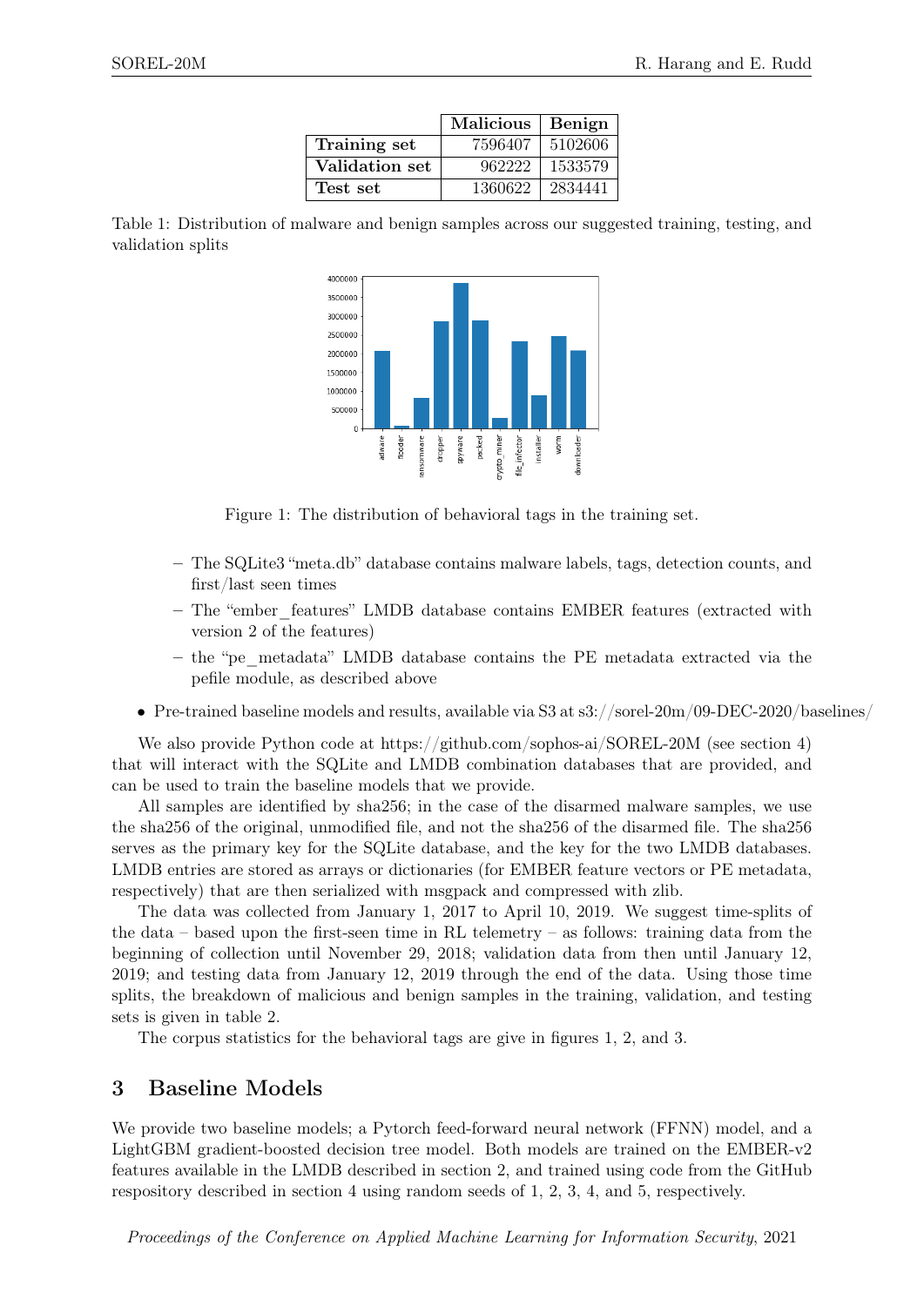| | Malicious | Benign |
|---|---|---|
| **Training set** | 7596407 | 5102606 |
| **Validation set** | 962222 | 1533579 |
| **Test set** | 1360622 | 2834441 |

Table 1: Distribution of malware and benign samples across our suggested training, testing, and validation splits

Figure 1: The distribution of behavioral tags in the training set.

- The SQLite3 "meta.db" database contains malware labels, tags, detection counts, and first/last seen times
- The "ember_features" LMDB database contains EMBER features (extracted with version 2 of the features)
- the "pe_metadata" LMDB database contains the PE metadata extracted via the pefile module, as described above

- Pre-trained baseline models and results, available via S3 at s3://sorel-20m/09-DEC-2020/baselines/

We also provide Python code at https://github.com/sophos-ai/SOREL-20M (see section 4) that will interact with the SQLite and LMDB combination databases that are provided, and can be used to train the baseline models that we provide.

All samples are identified by sha256; in the case of the disarmed malware samples, we use the sha256 of the original, unmodified file, and not the sha256 of the disarmed file. The sha256 serves as the primary key for the SQLite database, and the key for the two LMDB databases. LMDB entries are stored as arrays or dictionaries (for EMBER feature vectors or PE metadata, respectively) that are then serialized with msgpack and compressed with zlib.

The data was collected from January 1, 2017 to April 10, 2019. We suggest time-splits of the data – based upon the first-seen time in RL telemetry – as follows: training data from the beginning of collection until November 29, 2018; validation data from then until January 12, 2019; and testing data from January 12, 2019 through the end of the data. Using those time splits, the breakdown of malicious and benign samples in the training, validation, and testing sets is given in table 2.

The corpus statistics for the behavioral tags are give in figures 1, 2, and 3.

## 3 Baseline Models

We provide two baseline models; a Pytorch feed-forward neural network (FFNN) model, and a LightGBM gradient-boosted decision tree model. Both models are trained on the EMBER-v2 features available in the LMDB described in section 2, and trained using code from the GitHub respository described in section 4 using random seeds of 1, 2, 3, 4, and 5, respectively.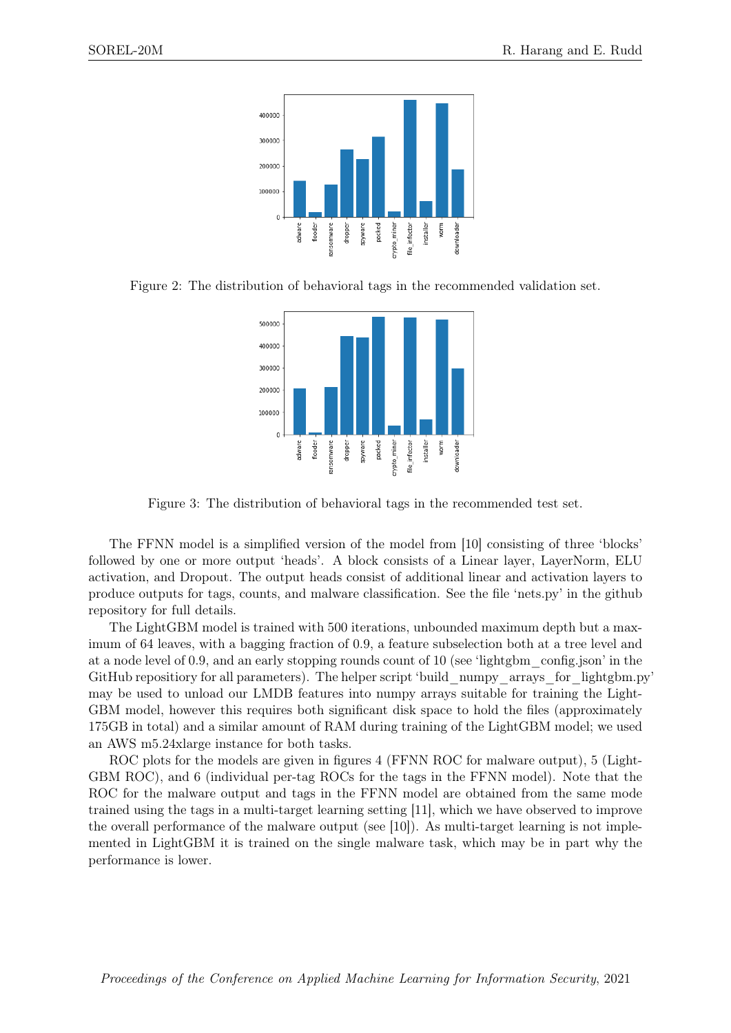Figure 2: The distribution of behavioral tags in the recommended validation set.

Figure 3: The distribution of behavioral tags in the recommended test set.

The FFNN model is a simplified version of the model from [10] consisting of three 'blocks' followed by one or more output 'heads'. A block consists of a Linear layer, LayerNorm, ELU activation, and Dropout. The output heads consist of additional linear and activation layers to produce outputs for tags, counts, and malware classification. See the file 'nets.py' in the github repository for full details.

The LightGBM model is trained with 500 iterations, unbounded maximum depth but a maximum of 64 leaves, with a bagging fraction of 0.9, a feature subselection both at a tree level and at a node level of 0.9, and an early stopping rounds count of 10 (see 'lightgbm_config.json' in the GitHub repositiory for all parameters). The helper script 'build_numpy_arrays_for_lightgbm.py' may be used to unload our LMDB features into numpy arrays suitable for training the LightGBM model, however this requires both significant disk space to hold the files (approximately 175GB in total) and a similar amount of RAM during training of the LightGBM model; we used an AWS m5.24xlarge instance for both tasks.

ROC plots for the models are given in figures 4 (FFNN ROC for malware output), 5 (LightGBM ROC), and 6 (individual per-tag ROCs for the tags in the FFNN model). Note that the ROC for the malware output and tags in the FFNN model are obtained from the same mode trained using the tags in a multi-target learning setting [11], which we have observed to improve the overall performance of the malware output (see [10]). As multi-target learning is not implemented in LightGBM it is trained on the single malware task, which may be in part why the performance is lower.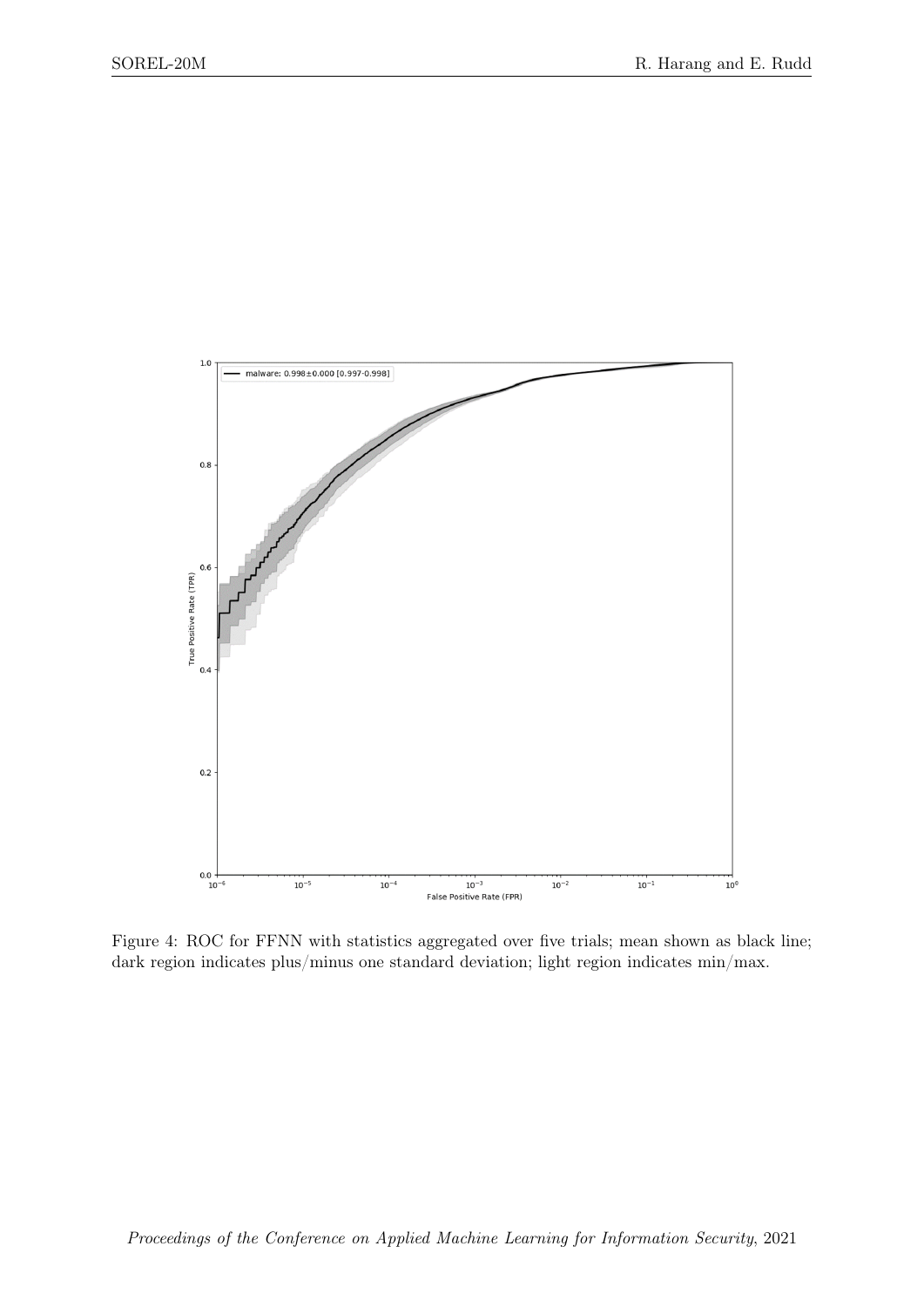Figure 4: ROC for FFNN with statistics aggregated over five trials; mean shown as black line; dark region indicates plus/minus one standard deviation; light region indicates min/max.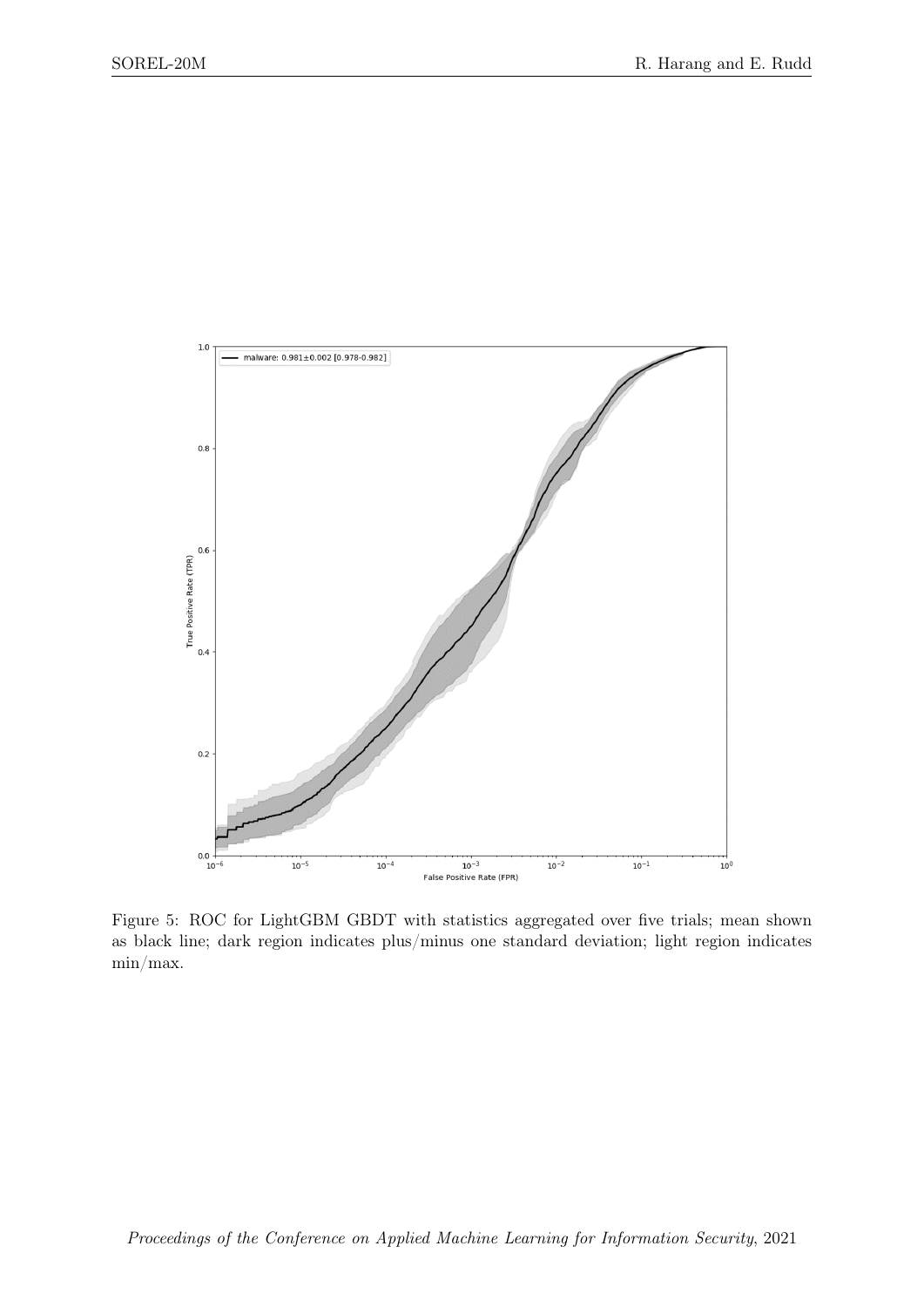Figure 5: ROC for LightGBM GBDT with statistics aggregated over five trials; mean shown as black line; dark region indicates plus/minus one standard deviation; light region indicates min/max.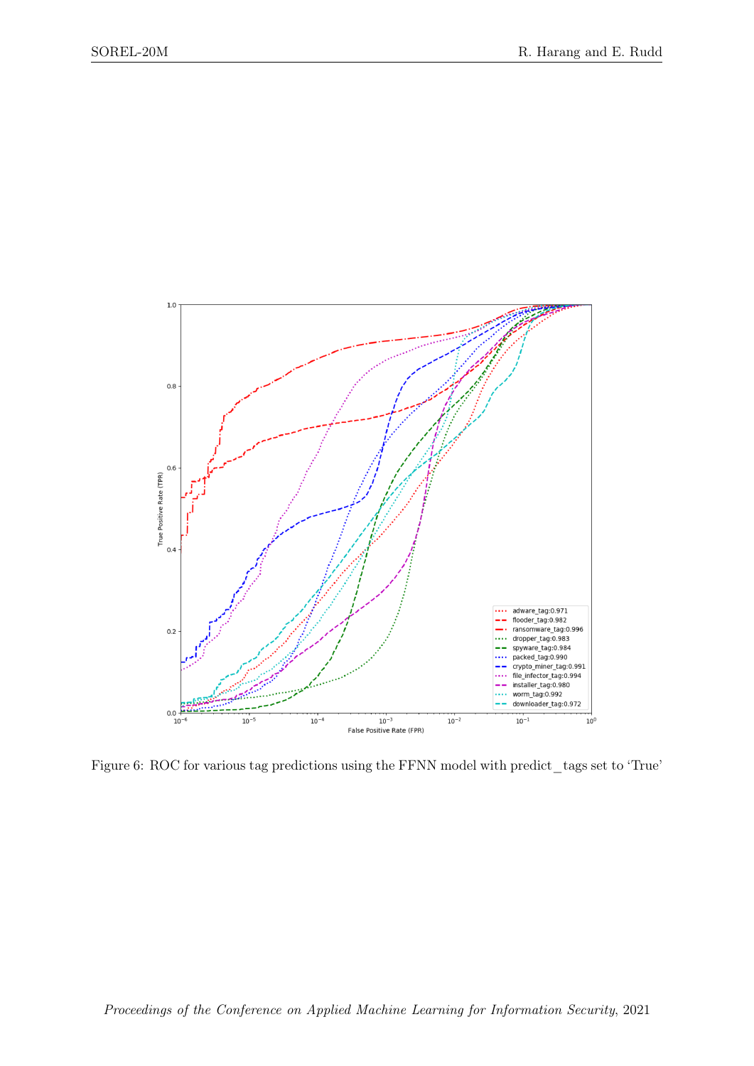Figure 6: ROC for various tag predictions using the FFNN model with predict_tags set to 'True'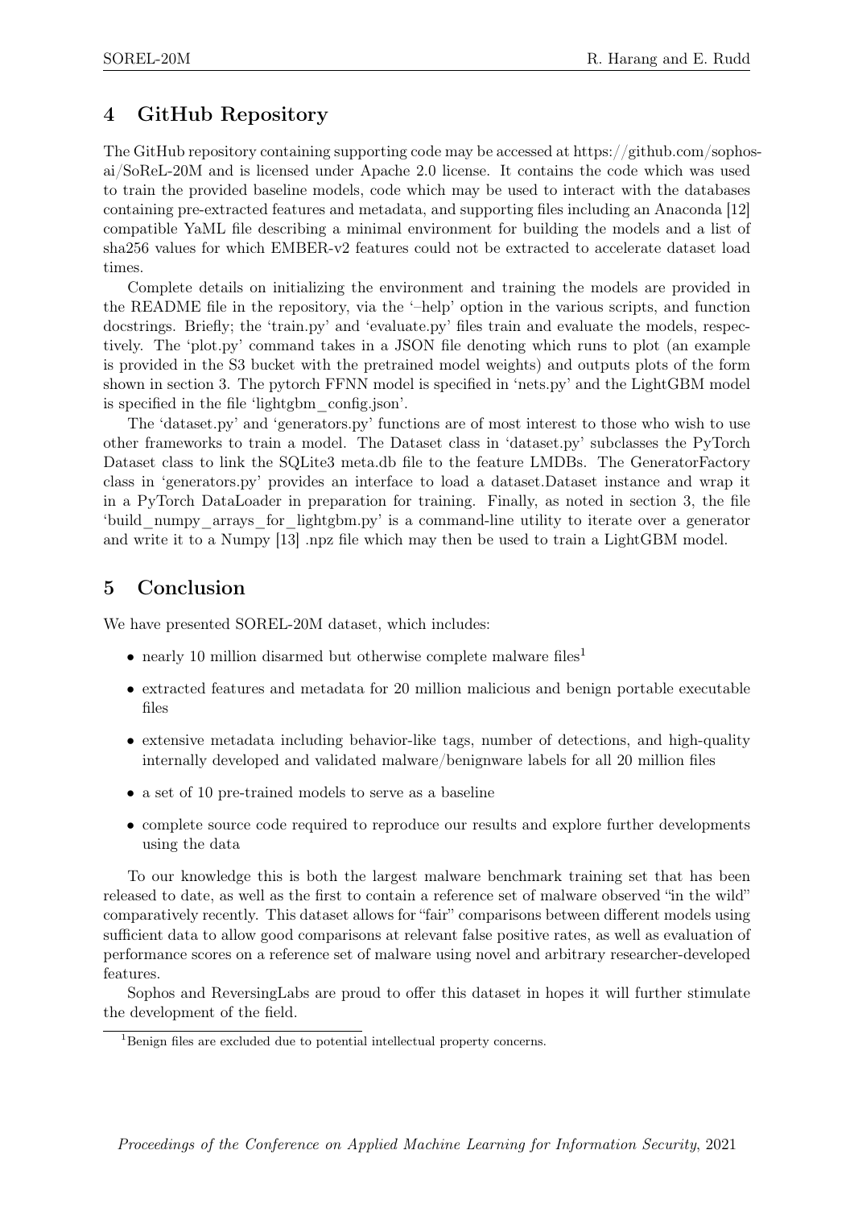## 4 GitHub Repository

The GitHub repository containing supporting code may be accessed at https://github.com/sophos-ai/SoReL-20M and is licensed under Apache 2.0 license. It contains the code which was used to train the provided baseline models, code which may be used to interact with the databases containing pre-extracted features and metadata, and supporting files including an Anaconda [12] compatible YaML file describing a minimal environment for building the models and a list of sha256 values for which EMBER-v2 features could not be extracted to accelerate dataset load times.

Complete details on initializing the environment and training the models are provided in the README file in the repository, via the '–help' option in the various scripts, and function docstrings. Briefly; the 'train.py' and 'evaluate.py' files train and evaluate the models, respectively. The 'plot.py' command takes in a JSON file denoting which runs to plot (an example is provided in the S3 bucket with the pretrained model weights) and outputs plots of the form shown in section 3. The pytorch FFNN model is specified in 'nets.py' and the LightGBM model is specified in the file 'lightgbm_config.json'.

The 'dataset.py' and 'generators.py' functions are of most interest to those who wish to use other frameworks to train a model. The Dataset class in 'dataset.py' subclasses the PyTorch Dataset class to link the SQLite3 meta.db file to the feature LMDBs. The GeneratorFactory class in 'generators.py' provides an interface to load a dataset.Dataset instance and wrap it in a PyTorch DataLoader in preparation for training. Finally, as noted in section 3, the file 'build_numpy_arrays_for_lightgbm.py' is a command-line utility to iterate over a generator and write it to a Numpy [13] .npz file which may then be used to train a LightGBM model.

## 5 Conclusion

We have presented SOREL-20M dataset, which includes:

- nearly 10 million disarmed but otherwise complete malware files[1]
- extracted features and metadata for 20 million malicious and benign portable executable files
- extensive metadata including behavior-like tags, number of detections, and high-quality internally developed and validated malware/benignware labels for all 20 million files
- a set of 10 pre-trained models to serve as a baseline
- complete source code required to reproduce our results and explore further developments using the data

To our knowledge this is both the largest malware benchmark training set that has been released to date, as well as the first to contain a reference set of malware observed "in the wild" comparatively recently. This dataset allows for "fair" comparisons between different models using sufficient data to allow good comparisons at relevant false positive rates, as well as evaluation of performance scores on a reference set of malware using novel and arbitrary researcher-developed features.

Sophos and ReversingLabs are proud to offer this dataset in hopes it will further stimulate the development of the field.

[1] Benign files are excluded due to potential intellectual property concerns.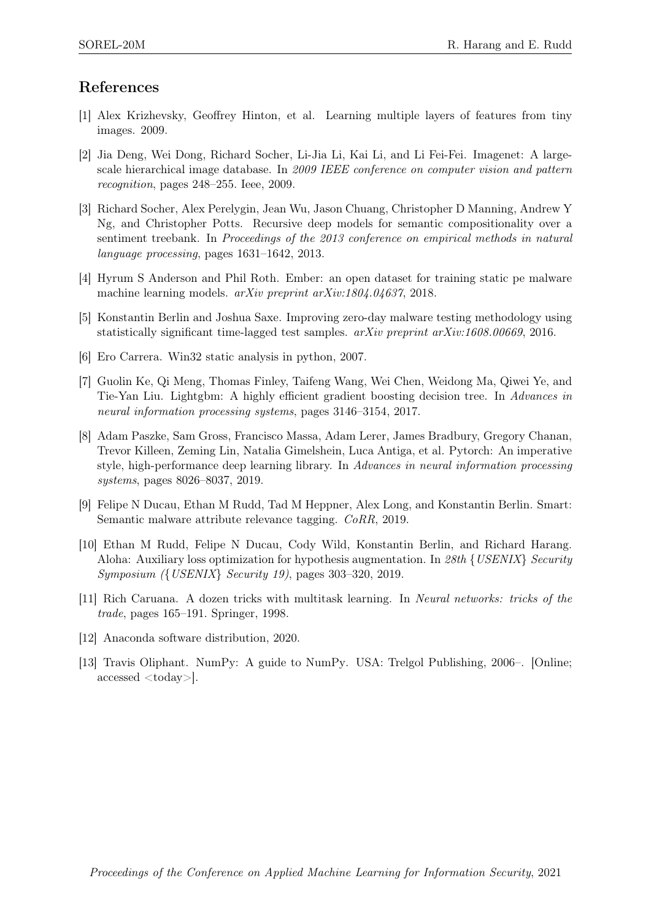## References

[1] Alex Krizhevsky, Geoffrey Hinton, et al. Learning multiple layers of features from tiny images. 2009.

[2] Jia Deng, Wei Dong, Richard Socher, Li-Jia Li, Kai Li, and Li Fei-Fei. Imagenet: A large-scale hierarchical image database. In *2009 IEEE conference on computer vision and pattern recognition*, pages 248–255. Ieee, 2009.

[3] Richard Socher, Alex Perelygin, Jean Wu, Jason Chuang, Christopher D Manning, Andrew Y Ng, and Christopher Potts. Recursive deep models for semantic compositionality over a sentiment treebank. In *Proceedings of the 2013 conference on empirical methods in natural language processing*, pages 1631–1642, 2013.

[4] Hyrum S Anderson and Phil Roth. Ember: an open dataset for training static pe malware machine learning models. *arXiv preprint arXiv:1804.04637*, 2018.

[5] Konstantin Berlin and Joshua Saxe. Improving zero-day malware testing methodology using statistically significant time-lagged test samples. *arXiv preprint arXiv:1608.00669*, 2016.

[6] Ero Carrera. Win32 static analysis in python, 2007.

[7] Guolin Ke, Qi Meng, Thomas Finley, Taifeng Wang, Wei Chen, Weidong Ma, Qiwei Ye, and Tie-Yan Liu. Lightgbm: A highly efficient gradient boosting decision tree. In *Advances in neural information processing systems*, pages 3146–3154, 2017.

[8] Adam Paszke, Sam Gross, Francisco Massa, Adam Lerer, James Bradbury, Gregory Chanan, Trevor Killeen, Zeming Lin, Natalia Gimelshein, Luca Antiga, et al. Pytorch: An imperative style, high-performance deep learning library. In *Advances in neural information processing systems*, pages 8026–8037, 2019.

[9] Felipe N Ducau, Ethan M Rudd, Tad M Heppner, Alex Long, and Konstantin Berlin. Smart: Semantic malware attribute relevance tagging. *CoRR*, 2019.

[10] Ethan M Rudd, Felipe N Ducau, Cody Wild, Konstantin Berlin, and Richard Harang. Aloha: Auxiliary loss optimization for hypothesis augmentation. In *28th {USENIX} Security Symposium ({USENIX} Security 19)*, pages 303–320, 2019.

[11] Rich Caruana. A dozen tricks with multitask learning. In *Neural networks: tricks of the trade*, pages 165–191. Springer, 1998.

[12] Anaconda software distribution, 2020.

[13] Travis Oliphant. NumPy: A guide to NumPy. USA: Trelgol Publishing, 2006–. [Online; accessed <today>].